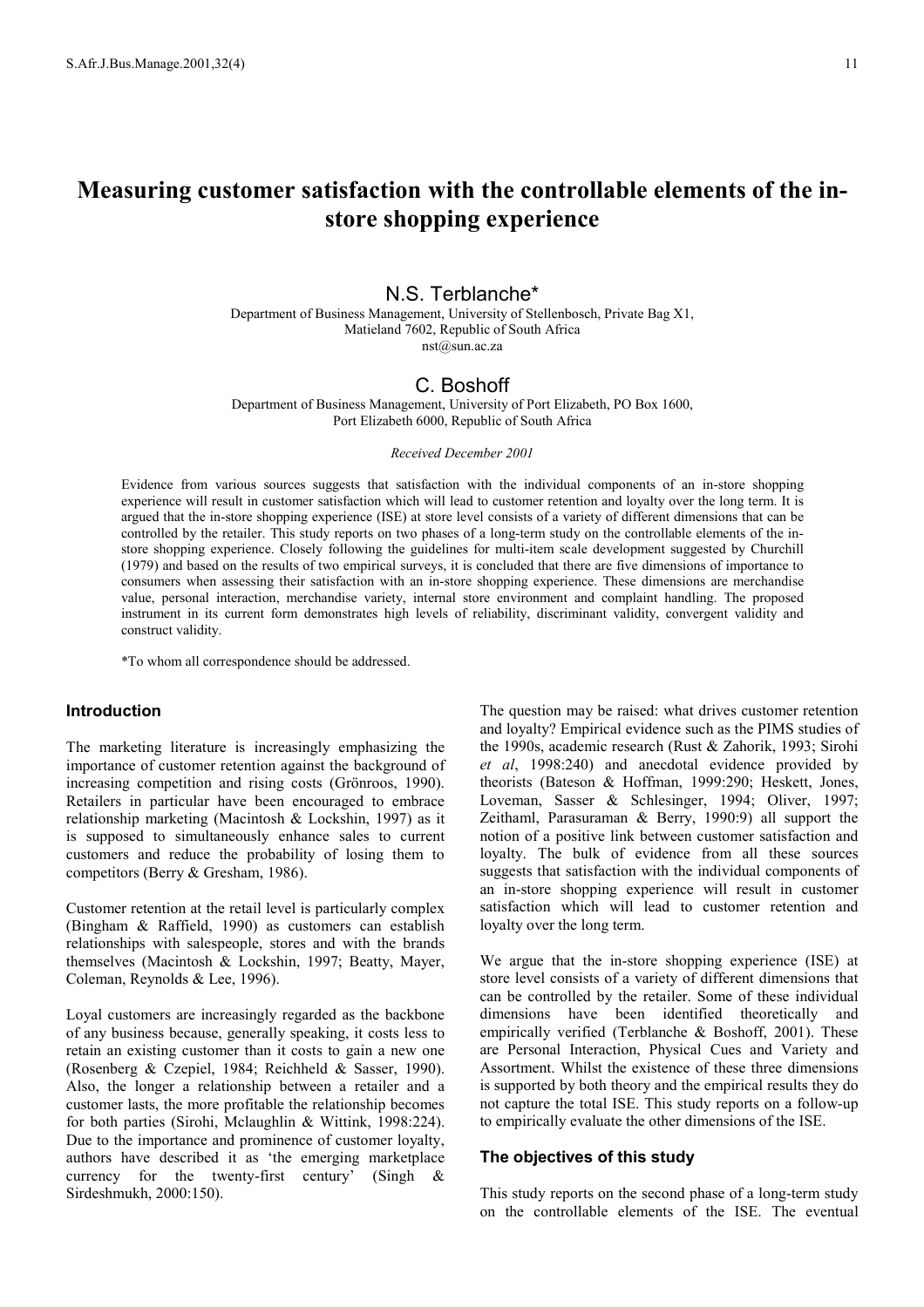# Measuring customer satisfaction with the controllable elements of the in-store shopping experience

N.S. Terblanche*

Department of Business Management, University of Stellenbosch, Private Bag X1, Matieland 7602, Republic of South Africa
nst@sun.ac.za

C. Boshoff

Department of Business Management, University of Port Elizabeth, PO Box 1600, Port Elizabeth 6000, Republic of South Africa

*Received December 2001*

Evidence from various sources suggests that satisfaction with the individual components of an in-store shopping experience will result in customer satisfaction which will lead to customer retention and loyalty over the long term. It is argued that the in-store shopping experience (ISE) at store level consists of a variety of different dimensions that can be controlled by the retailer. This study reports on two phases of a long-term study on the controllable elements of the in-store shopping experience. Closely following the guidelines for multi-item scale development suggested by Churchill (1979) and based on the results of two empirical surveys, it is concluded that there are five dimensions of importance to consumers when assessing their satisfaction with an in-store shopping experience. These dimensions are merchandise value, personal interaction, merchandise variety, internal store environment and complaint handling. The proposed instrument in its current form demonstrates high levels of reliability, discriminant validity, convergent validity and construct validity.

*To whom all correspondence should be addressed.

## Introduction

The marketing literature is increasingly emphasizing the importance of customer retention against the background of increasing competition and rising costs (Grönroos, 1990). Retailers in particular have been encouraged to embrace relationship marketing (Macintosh & Lockshin, 1997) as it is supposed to simultaneously enhance sales to current customers and reduce the probability of losing them to competitors (Berry & Gresham, 1986).

Customer retention at the retail level is particularly complex (Bingham & Raffield, 1990) as customers can establish relationships with salespeople, stores and with the brands themselves (Macintosh & Lockshin, 1997; Beatty, Mayer, Coleman, Reynolds & Lee, 1996).

Loyal customers are increasingly regarded as the backbone of any business because, generally speaking, it costs less to retain an existing customer than it costs to gain a new one (Rosenberg & Czepiel, 1984; Reichheld & Sasser, 1990). Also, the longer a relationship between a retailer and a customer lasts, the more profitable the relationship becomes for both parties (Sirohi, Mclaughlin & Wittink, 1998:224). Due to the importance and prominence of customer loyalty, authors have described it as 'the emerging marketplace currency for the twenty-first century' (Singh & Sirdeshmukh, 2000:150).

The question may be raised: what drives customer retention and loyalty? Empirical evidence such as the PIMS studies of the 1990s, academic research (Rust & Zahorik, 1993; Sirohi *et al*, 1998:240) and anecdotal evidence provided by theorists (Bateson & Hoffman, 1999:290; Heskett, Jones, Loveman, Sasser & Schlesinger, 1994; Oliver, 1997; Zeithaml, Parasuraman & Berry, 1990:9) all support the notion of a positive link between customer satisfaction and loyalty. The bulk of evidence from all these sources suggests that satisfaction with the individual components of an in-store shopping experience will result in customer satisfaction which will lead to customer retention and loyalty over the long term.

We argue that the in-store shopping experience (ISE) at store level consists of a variety of different dimensions that can be controlled by the retailer. Some of these individual dimensions have been identified theoretically and empirically verified (Terblanche & Boshoff, 2001). These are Personal Interaction, Physical Cues and Variety and Assortment. Whilst the existence of these three dimensions is supported by both theory and the empirical results they do not capture the total ISE. This study reports on a follow-up to empirically evaluate the other dimensions of the ISE.

## The objectives of this study

This study reports on the second phase of a long-term study on the controllable elements of the ISE. The eventual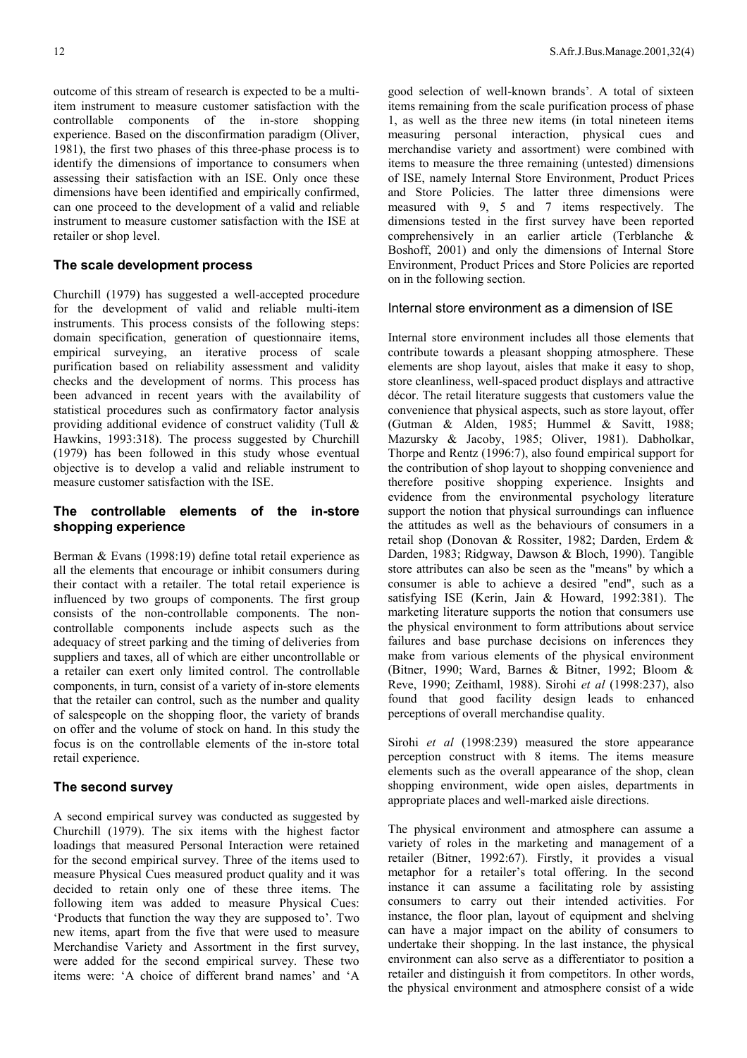outcome of this stream of research is expected to be a multi-item instrument to measure customer satisfaction with the controllable components of the in-store shopping experience. Based on the disconfirmation paradigm (Oliver, 1981), the first two phases of this three-phase process is to identify the dimensions of importance to consumers when assessing their satisfaction with an ISE. Only once these dimensions have been identified and empirically confirmed, can one proceed to the development of a valid and reliable instrument to measure customer satisfaction with the ISE at retailer or shop level.

## The scale development process

Churchill (1979) has suggested a well-accepted procedure for the development of valid and reliable multi-item instruments. This process consists of the following steps: domain specification, generation of questionnaire items, empirical surveying, an iterative process of scale purification based on reliability assessment and validity checks and the development of norms. This process has been advanced in recent years with the availability of statistical procedures such as confirmatory factor analysis providing additional evidence of construct validity (Tull & Hawkins, 1993:318). The process suggested by Churchill (1979) has been followed in this study whose eventual objective is to develop a valid and reliable instrument to measure customer satisfaction with the ISE.

## The controllable elements of the in-store shopping experience

Berman & Evans (1998:19) define total retail experience as all the elements that encourage or inhibit consumers during their contact with a retailer. The total retail experience is influenced by two groups of components. The first group consists of the non-controllable components. The non-controllable components include aspects such as the adequacy of street parking and the timing of deliveries from suppliers and taxes, all of which are either uncontrollable or a retailer can exert only limited control. The controllable components, in turn, consist of a variety of in-store elements that the retailer can control, such as the number and quality of salespeople on the shopping floor, the variety of brands on offer and the volume of stock on hand. In this study the focus is on the controllable elements of the in-store total retail experience.

## The second survey

A second empirical survey was conducted as suggested by Churchill (1979). The six items with the highest factor loadings that measured Personal Interaction were retained for the second empirical survey. Three of the items used to measure Physical Cues measured product quality and it was decided to retain only one of these three items. The following item was added to measure Physical Cues: 'Products that function the way they are supposed to'. Two new items, apart from the five that were used to measure Merchandise Variety and Assortment in the first survey, were added for the second empirical survey. These two items were: 'A choice of different brand names' and 'A good selection of well-known brands'. A total of sixteen items remaining from the scale purification process of phase 1, as well as the three new items (in total nineteen items measuring personal interaction, physical cues and merchandise variety and assortment) were combined with items to measure the three remaining (untested) dimensions of ISE, namely Internal Store Environment, Product Prices and Store Policies. The latter three dimensions were measured with 9, 5 and 7 items respectively. The dimensions tested in the first survey have been reported comprehensively in an earlier article (Terblanche & Boshoff, 2001) and only the dimensions of Internal Store Environment, Product Prices and Store Policies are reported on in the following section.

### Internal store environment as a dimension of ISE

Internal store environment includes all those elements that contribute towards a pleasant shopping atmosphere. These elements are shop layout, aisles that make it easy to shop, store cleanliness, well-spaced product displays and attractive décor. The retail literature suggests that customers value the convenience that physical aspects, such as store layout, offer (Gutman & Alden, 1985; Hummel & Savitt, 1988; Mazursky & Jacoby, 1985; Oliver, 1981). Dabholkar, Thorpe and Rentz (1996:7), also found empirical support for the contribution of shop layout to shopping convenience and therefore positive shopping experience. Insights and evidence from the environmental psychology literature support the notion that physical surroundings can influence the attitudes as well as the behaviours of consumers in a retail shop (Donovan & Rossiter, 1982; Darden, Erdem & Darden, 1983; Ridgway, Dawson & Bloch, 1990). Tangible store attributes can also be seen as the "means" by which a consumer is able to achieve a desired "end", such as a satisfying ISE (Kerin, Jain & Howard, 1992:381). The marketing literature supports the notion that consumers use the physical environment to form attributions about service failures and base purchase decisions on inferences they make from various elements of the physical environment (Bitner, 1990; Ward, Barnes & Bitner, 1992; Bloom & Reve, 1990; Zeithaml, 1988). Sirohi *et al* (1998:237), also found that good facility design leads to enhanced perceptions of overall merchandise quality.

Sirohi *et al* (1998:239) measured the store appearance perception construct with 8 items. The items measure elements such as the overall appearance of the shop, clean shopping environment, wide open aisles, departments in appropriate places and well-marked aisle directions.

The physical environment and atmosphere can assume a variety of roles in the marketing and management of a retailer (Bitner, 1992:67). Firstly, it provides a visual metaphor for a retailer's total offering. In the second instance it can assume a facilitating role by assisting consumers to carry out their intended activities. For instance, the floor plan, layout of equipment and shelving can have a major impact on the ability of consumers to undertake their shopping. In the last instance, the physical environment can also serve as a differentiator to position a retailer and distinguish it from competitors. In other words, the physical environment and atmosphere consist of a wide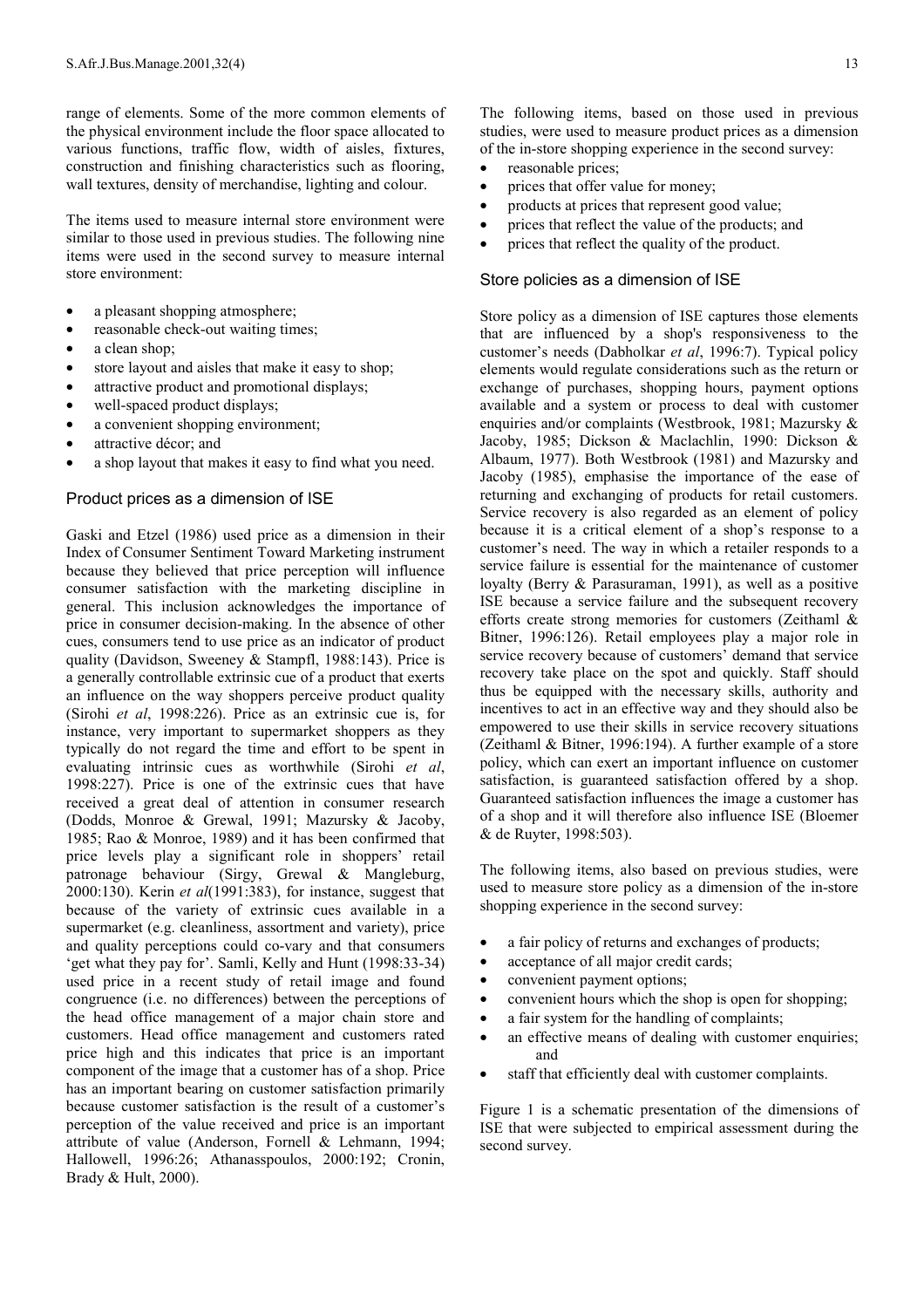range of elements. Some of the more common elements of the physical environment include the floor space allocated to various functions, traffic flow, width of aisles, fixtures, construction and finishing characteristics such as flooring, wall textures, density of merchandise, lighting and colour.

The items used to measure internal store environment were similar to those used in previous studies. The following nine items were used in the second survey to measure internal store environment:

- a pleasant shopping atmosphere;
- reasonable check-out waiting times;
- a clean shop;
- store layout and aisles that make it easy to shop;
- attractive product and promotional displays;
- well-spaced product displays;
- a convenient shopping environment;
- attractive décor; and
- a shop layout that makes it easy to find what you need.

### Product prices as a dimension of ISE

Gaski and Etzel (1986) used price as a dimension in their Index of Consumer Sentiment Toward Marketing instrument because they believed that price perception will influence consumer satisfaction with the marketing discipline in general. This inclusion acknowledges the importance of price in consumer decision-making. In the absence of other cues, consumers tend to use price as an indicator of product quality (Davidson, Sweeney & Stampfl, 1988:143). Price is a generally controllable extrinsic cue of a product that exerts an influence on the way shoppers perceive product quality (Sirohi *et al*, 1998:226). Price as an extrinsic cue is, for instance, very important to supermarket shoppers as they typically do not regard the time and effort to be spent in evaluating intrinsic cues as worthwhile (Sirohi *et al*, 1998:227). Price is one of the extrinsic cues that have received a great deal of attention in consumer research (Dodds, Monroe & Grewal, 1991; Mazursky & Jacoby, 1985; Rao & Monroe, 1989) and it has been confirmed that price levels play a significant role in shoppers' retail patronage behaviour (Sirgy, Grewal & Mangleburg, 2000:130). Kerin *et al*(1991:383), for instance, suggest that because of the variety of extrinsic cues available in a supermarket (e.g. cleanliness, assortment and variety), price and quality perceptions could co-vary and that consumers 'get what they pay for'. Samli, Kelly and Hunt (1998:33-34) used price in a recent study of retail image and found congruence (i.e. no differences) between the perceptions of the head office management of a major chain store and customers. Head office management and customers rated price high and this indicates that price is an important component of the image that a customer has of a shop. Price has an important bearing on customer satisfaction primarily because customer satisfaction is the result of a customer's perception of the value received and price is an important attribute of value (Anderson, Fornell & Lehmann, 1994; Hallowell, 1996:26; Athanasspoulos, 2000:192; Cronin, Brady & Hult, 2000).

The following items, based on those used in previous studies, were used to measure product prices as a dimension of the in-store shopping experience in the second survey:

- reasonable prices;
- prices that offer value for money;
- products at prices that represent good value;
- prices that reflect the value of the products; and
- prices that reflect the quality of the product.

### Store policies as a dimension of ISE

Store policy as a dimension of ISE captures those elements that are influenced by a shop's responsiveness to the customer's needs (Dabholkar *et al*, 1996:7). Typical policy elements would regulate considerations such as the return or exchange of purchases, shopping hours, payment options available and a system or process to deal with customer enquiries and/or complaints (Westbrook, 1981; Mazursky & Jacoby, 1985; Dickson & Maclachlin, 1990: Dickson & Albaum, 1977). Both Westbrook (1981) and Mazursky and Jacoby (1985), emphasise the importance of the ease of returning and exchanging of products for retail customers. Service recovery is also regarded as an element of policy because it is a critical element of a shop's response to a customer's need. The way in which a retailer responds to a service failure is essential for the maintenance of customer loyalty (Berry & Parasuraman, 1991), as well as a positive ISE because a service failure and the subsequent recovery efforts create strong memories for customers (Zeithaml & Bitner, 1996:126). Retail employees play a major role in service recovery because of customers' demand that service recovery take place on the spot and quickly. Staff should thus be equipped with the necessary skills, authority and incentives to act in an effective way and they should also be empowered to use their skills in service recovery situations (Zeithaml & Bitner, 1996:194). A further example of a store policy, which can exert an important influence on customer satisfaction, is guaranteed satisfaction offered by a shop. Guaranteed satisfaction influences the image a customer has of a shop and it will therefore also influence ISE (Bloemer & de Ruyter, 1998:503).

The following items, also based on previous studies, were used to measure store policy as a dimension of the in-store shopping experience in the second survey:

- a fair policy of returns and exchanges of products;
- acceptance of all major credit cards;
- convenient payment options;
- convenient hours which the shop is open for shopping;
- a fair system for the handling of complaints;
- an effective means of dealing with customer enquiries; and
- staff that efficiently deal with customer complaints.

Figure 1 is a schematic presentation of the dimensions of ISE that were subjected to empirical assessment during the second survey.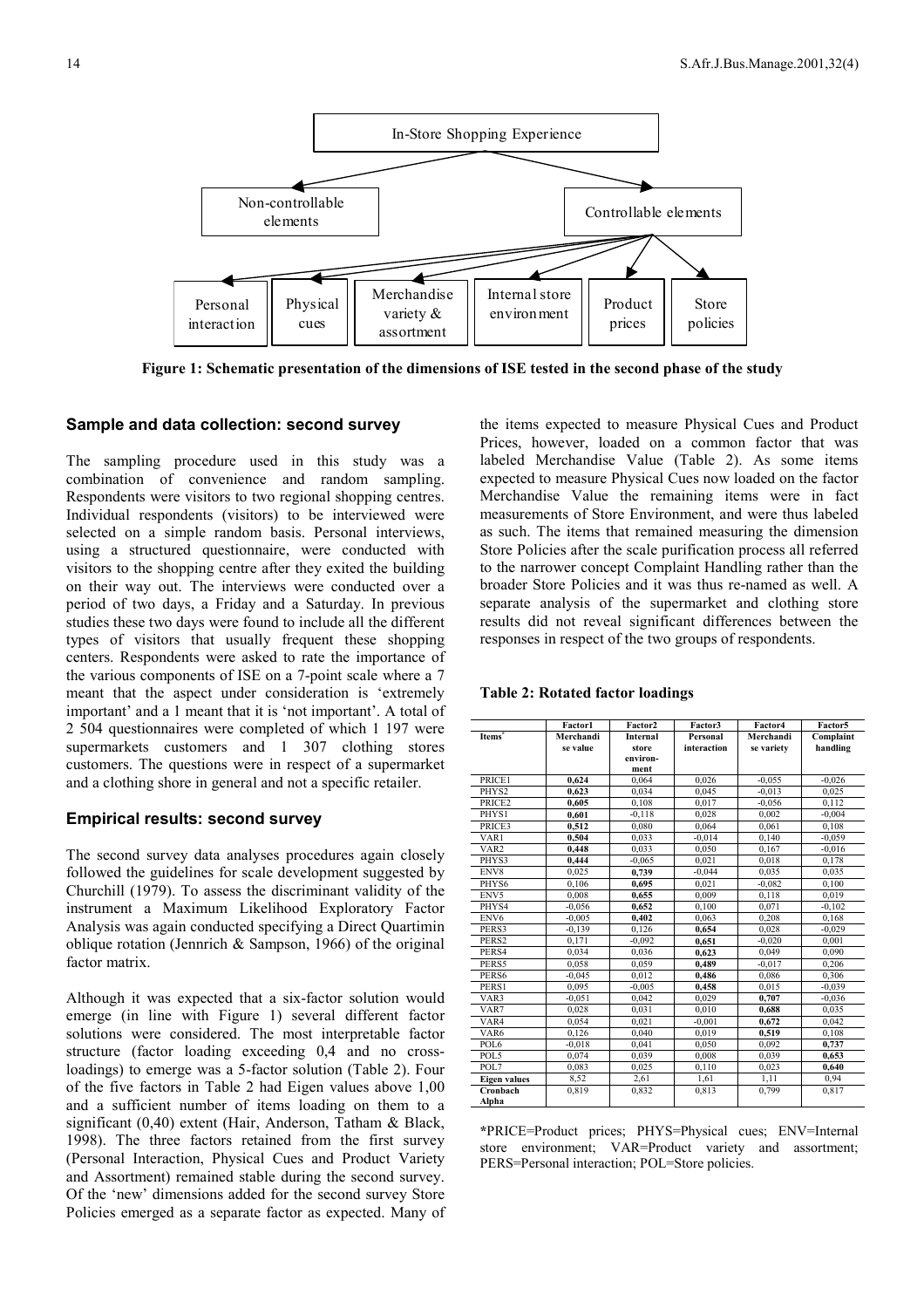In-Store Shopping Experience

- Non-controllable elements
- Controllable elements
  - Personal interaction
  - Physical cues
  - Merchandise variety & assortment
  - Internal store environment
  - Product prices
  - Store policies

**Figure 1: Schematic presentation of the dimensions of ISE tested in the second phase of the study**

## Sample and data collection: second survey

The sampling procedure used in this study was a combination of convenience and random sampling. Respondents were visitors to two regional shopping centres. Individual respondents (visitors) to be interviewed were selected on a simple random basis. Personal interviews, using a structured questionnaire, were conducted with visitors to the shopping centre after they exited the building on their way out. The interviews were conducted over a period of two days, a Friday and a Saturday. In previous studies these two days were found to include all the different types of visitors that usually frequent these shopping centers. Respondents were asked to rate the importance of the various components of ISE on a 7-point scale where a 7 meant that the aspect under consideration is 'extremely important' and a 1 meant that it is 'not important'. A total of 2 504 questionnaires were completed of which 1 197 were supermarkets customers and 1 307 clothing stores customers. The questions were in respect of a supermarket and a clothing shore in general and not a specific retailer.

## Empirical results: second survey

The second survey data analyses procedures again closely followed the guidelines for scale development suggested by Churchill (1979). To assess the discriminant validity of the instrument a Maximum Likelihood Exploratory Factor Analysis was again conducted specifying a Direct Quartimin oblique rotation (Jennrich & Sampson, 1966) of the original factor matrix.

Although it was expected that a six-factor solution would emerge (in line with Figure 1) several different factor solutions were considered. The most interpretable factor structure (factor loading exceeding 0,4 and no cross-loadings) to emerge was a 5-factor solution (Table 2). Four of the five factors in Table 2 had Eigen values above 1,00 and a sufficient number of items loading on them to a significant (0,40) extent (Hair, Anderson, Tatham & Black, 1998). The three factors retained from the first survey (Personal Interaction, Physical Cues and Product Variety and Assortment) remained stable during the second survey. Of the 'new' dimensions added for the second survey Store Policies emerged as a separate factor as expected. Many of the items expected to measure Physical Cues and Product Prices, however, loaded on a common factor that was labeled Merchandise Value (Table 2). As some items expected to measure Physical Cues now loaded on the factor Merchandise Value the remaining items were in fact measurements of Store Environment, and were thus labeled as such. The items that remained measuring the dimension Store Policies after the scale purification process all referred to the narrower concept Complaint Handling rather than the broader Store Policies and it was thus re-named as well. A separate analysis of the supermarket and clothing store results did not reveal significant differences between the responses in respect of the two groups of respondents.

**Table 2: Rotated factor loadings**

| | Factor1 | Factor2 | Factor3 | Factor4 | Factor5 |
|---|---|---|---|---|---|
| Items* | Merchandise value | Internal store environment | Personal interaction | Merchandise variety | Complaint handling |
| PRICE1 | **0,624** | 0,064 | 0,026 | -0,055 | -0,026 |
| PHYS2 | **0,623** | 0,034 | 0,045 | -0,013 | 0,025 |
| PRICE2 | **0,605** | 0,108 | 0,017 | -0,056 | 0,112 |
| PHYS1 | **0,601** | -0,118 | 0,028 | 0,002 | -0,004 |
| PRICE3 | **0,512** | 0,080 | 0,064 | 0,061 | 0,108 |
| VAR1 | **0,504** | 0,033 | -0,014 | 0,140 | -0,059 |
| VAR2 | **0,448** | 0,033 | 0,050 | 0,167 | -0,016 |
| PHYS3 | **0,444** | -0,065 | 0,021 | 0,018 | 0,178 |
| ENV8 | 0,025 | **0,739** | -0,044 | 0,035 | 0,035 |
| PHYS6 | 0,106 | **0,695** | 0,021 | -0,082 | 0,100 |
| ENV5 | 0,008 | **0,655** | 0,009 | 0,118 | 0,019 |
| PHYS4 | -0,056 | **0,652** | 0,100 | 0,071 | -0,102 |
| ENV6 | -0,005 | **0,402** | 0,063 | 0,208 | 0,168 |
| PERS3 | -0,139 | 0,126 | **0,654** | 0,028 | -0,029 |
| PERS2 | 0,171 | -0,092 | **0,651** | -0,020 | 0,001 |
| PERS4 | 0,034 | 0,036 | **0,623** | 0,049 | 0,090 |
| PERS5 | 0,058 | 0,059 | **0,489** | -0,017 | 0,206 |
| PERS6 | -0,045 | 0,012 | **0,486** | 0,086 | 0,306 |
| PERS1 | 0,095 | -0,005 | **0,458** | 0,015 | -0,039 |
| VAR3 | -0,051 | 0,042 | 0,029 | **0,707** | -0,036 |
| VAR7 | 0,028 | 0,031 | 0,010 | **0,688** | 0,035 |
| VAR4 | 0,054 | 0,021 | -0,001 | **0,672** | 0,042 |
| VAR6 | 0,126 | 0,040 | 0,019 | **0,519** | 0,108 |
| POL6 | -0,018 | 0,041 | 0,050 | 0,092 | **0,737** |
| POL5 | 0,074 | 0,039 | 0,008 | 0,039 | **0,653** |
| POL7 | 0,083 | 0,025 | 0,110 | 0,023 | **0,640** |
| **Eigen values** | 8,52 | 2,61 | 1,61 | 1,11 | 0,94 |
| **Cronbach Alpha** | 0,819 | 0,832 | 0,813 | 0,799 | 0,817 |

***PRICE=Product prices; PHYS=Physical cues; ENV=Internal store environment; VAR=Product variety and assortment; PERS=Personal interaction; POL=Store policies.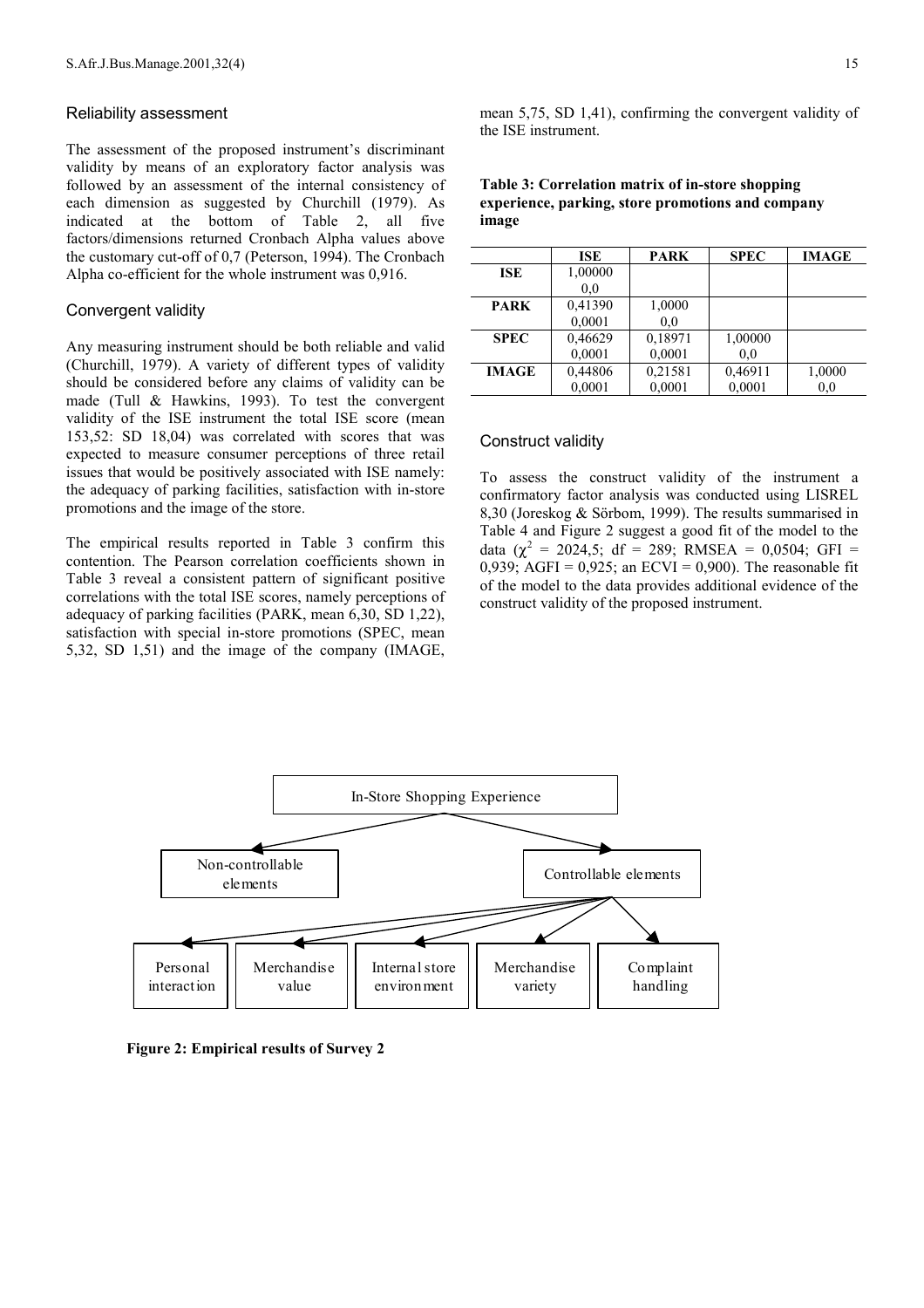## Reliability assessment

The assessment of the proposed instrument's discriminant validity by means of an exploratory factor analysis was followed by an assessment of the internal consistency of each dimension as suggested by Churchill (1979). As indicated at the bottom of Table 2, all five factors/dimensions returned Cronbach Alpha values above the customary cut-off of 0,7 (Peterson, 1994). The Cronbach Alpha co-efficient for the whole instrument was 0,916.

## Convergent validity

Any measuring instrument should be both reliable and valid (Churchill, 1979). A variety of different types of validity should be considered before any claims of validity can be made (Tull & Hawkins, 1993). To test the convergent validity of the ISE instrument the total ISE score (mean 153,52: SD 18,04) was correlated with scores that was expected to measure consumer perceptions of three retail issues that would be positively associated with ISE namely: the adequacy of parking facilities, satisfaction with in-store promotions and the image of the store.

The empirical results reported in Table 3 confirm this contention. The Pearson correlation coefficients shown in Table 3 reveal a consistent pattern of significant positive correlations with the total ISE scores, namely perceptions of adequacy of parking facilities (PARK, mean 6,30, SD 1,22), satisfaction with special in-store promotions (SPEC, mean 5,32, SD 1,51) and the image of the company (IMAGE, mean 5,75, SD 1,41), confirming the convergent validity of the ISE instrument.

**Table 3: Correlation matrix of in-store shopping experience, parking, store promotions and company image**

| | ISE | PARK | SPEC | IMAGE |
|---|---|---|---|---|
| **ISE** | 1,00000<br>0,0 | | | |
| **PARK** | 0,41390<br>0,0001 | 1,0000<br>0,0 | | |
| **SPEC** | 0,46629<br>0,0001 | 0,18971<br>0,0001 | 1,00000<br>0,0 | |
| **IMAGE** | 0,44806<br>0,0001 | 0,21581<br>0,0001 | 0,46911<br>0,0001 | 1,0000<br>0,0 |

## Construct validity

To assess the construct validity of the instrument a confirmatory factor analysis was conducted using LISREL 8,30 (Joreskog & Sörbom, 1999). The results summarised in Table 4 and Figure 2 suggest a good fit of the model to the data ($\chi^2$ = 2024,5; df = 289; RMSEA = 0,0504; GFI = 0,939; AGFI = 0,925; an ECVI = 0,900). The reasonable fit of the model to the data provides additional evidence of the construct validity of the proposed instrument.

In-Store Shopping Experience → Non-controllable elements; Controllable elements

Controllable elements → Personal interaction; Merchandise value; Internal store environment; Merchandise variety; Complaint handling

**Figure 2: Empirical results of Survey 2**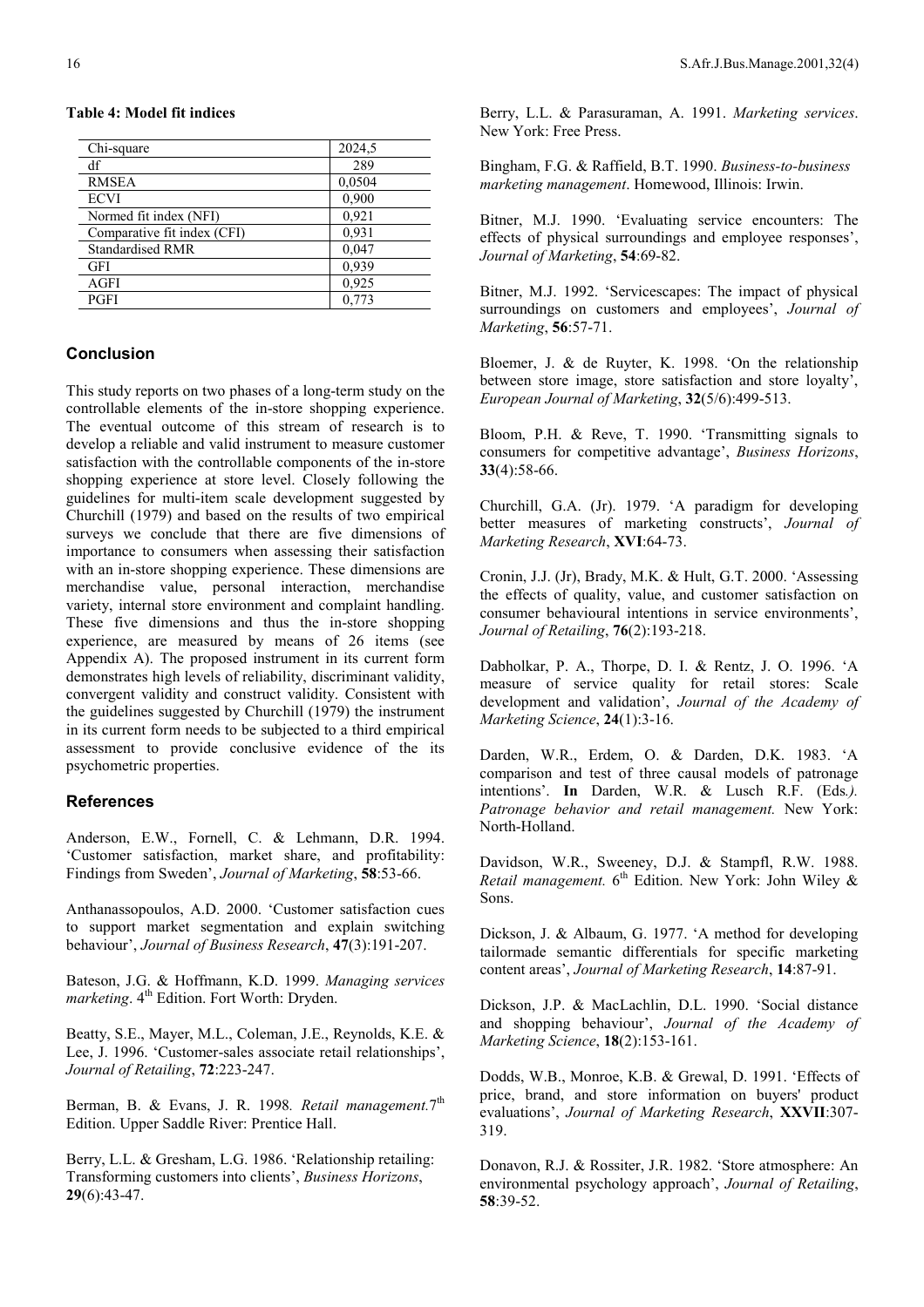**Table 4: Model fit indices**

| | |
|---|---|
| Chi-square | 2024,5 |
| df | 289 |
| RMSEA | 0,0504 |
| ECVI | 0,900 |
| Normed fit index (NFI) | 0,921 |
| Comparative fit index (CFI) | 0,931 |
| Standardised RMR | 0,047 |
| GFI | 0,939 |
| AGFI | 0,925 |
| PGFI | 0,773 |

## Conclusion

This study reports on two phases of a long-term study on the controllable elements of the in-store shopping experience. The eventual outcome of this stream of research is to develop a reliable and valid instrument to measure customer satisfaction with the controllable components of the in-store shopping experience at store level. Closely following the guidelines for multi-item scale development suggested by Churchill (1979) and based on the results of two empirical surveys we conclude that there are five dimensions of importance to consumers when assessing their satisfaction with an in-store shopping experience. These dimensions are merchandise value, personal interaction, merchandise variety, internal store environment and complaint handling. These five dimensions and thus the in-store shopping experience, are measured by means of 26 items (see Appendix A). The proposed instrument in its current form demonstrates high levels of reliability, discriminant validity, convergent validity and construct validity. Consistent with the guidelines suggested by Churchill (1979) the instrument in its current form needs to be subjected to a third empirical assessment to provide conclusive evidence of the its psychometric properties.

## References

Anderson, E.W., Fornell, C. & Lehmann, D.R. 1994. 'Customer satisfaction, market share, and profitability: Findings from Sweden', *Journal of Marketing*, **58**:53-66.

Anthanassopoulos, A.D. 2000. 'Customer satisfaction cues to support market segmentation and explain switching behaviour', *Journal of Business Research*, **47**(3):191-207.

Bateson, J.G. & Hoffmann, K.D. 1999. *Managing services marketing*. 4th Edition. Fort Worth: Dryden.

Beatty, S.E., Mayer, M.L., Coleman, J.E., Reynolds, K.E. & Lee, J. 1996. 'Customer-sales associate retail relationships', *Journal of Retailing*, **72**:223-247.

Berman, B. & Evans, J. R. 1998. *Retail management.* 7th Edition. Upper Saddle River: Prentice Hall.

Berry, L.L. & Gresham, L.G. 1986. 'Relationship retailing: Transforming customers into clients', *Business Horizons*, **29**(6):43-47.

Berry, L.L. & Parasuraman, A. 1991. *Marketing services*. New York: Free Press.

Bingham, F.G. & Raffield, B.T. 1990. *Business-to-business marketing management*. Homewood, Illinois: Irwin.

Bitner, M.J. 1990. 'Evaluating service encounters: The effects of physical surroundings and employee responses', *Journal of Marketing*, **54**:69-82.

Bitner, M.J. 1992. 'Servicescapes: The impact of physical surroundings on customers and employees', *Journal of Marketing*, **56**:57-71.

Bloemer, J. & de Ruyter, K. 1998. 'On the relationship between store image, store satisfaction and store loyalty', *European Journal of Marketing*, **32**(5/6):499-513.

Bloom, P.H. & Reve, T. 1990. 'Transmitting signals to consumers for competitive advantage', *Business Horizons*, **33**(4):58-66.

Churchill, G.A. (Jr). 1979. 'A paradigm for developing better measures of marketing constructs', *Journal of Marketing Research*, **XVI**:64-73.

Cronin, J.J. (Jr), Brady, M.K. & Hult, G.T. 2000. 'Assessing the effects of quality, value, and customer satisfaction on consumer behavioural intentions in service environments', *Journal of Retailing*, **76**(2):193-218.

Dabholkar, P. A., Thorpe, D. I. & Rentz, J. O. 1996. 'A measure of service quality for retail stores: Scale development and validation', *Journal of the Academy of Marketing Science*, **24**(1):3-16.

Darden, W.R., Erdem, O. & Darden, D.K. 1983. 'A comparison and test of three causal models of patronage intentions'. **In** Darden, W.R. & Lusch R.F. (Eds*.). Patronage behavior and retail management.* New York: North-Holland.

Davidson, W.R., Sweeney, D.J. & Stampfl, R.W. 1988. *Retail management.* 6th Edition. New York: John Wiley & Sons.

Dickson, J. & Albaum, G. 1977. 'A method for developing tailormade semantic differentials for specific marketing content areas', *Journal of Marketing Research*, **14**:87-91.

Dickson, J.P. & MacLachlin, D.L. 1990. 'Social distance and shopping behaviour', *Journal of the Academy of Marketing Science*, **18**(2):153-161.

Dodds, W.B., Monroe, K.B. & Grewal, D. 1991. 'Effects of price, brand, and store information on buyers' product evaluations', *Journal of Marketing Research*, **XXVII**:307-319.

Donavon, R.J. & Rossiter, J.R. 1982. 'Store atmosphere: An environmental psychology approach', *Journal of Retailing*, **58**:39-52.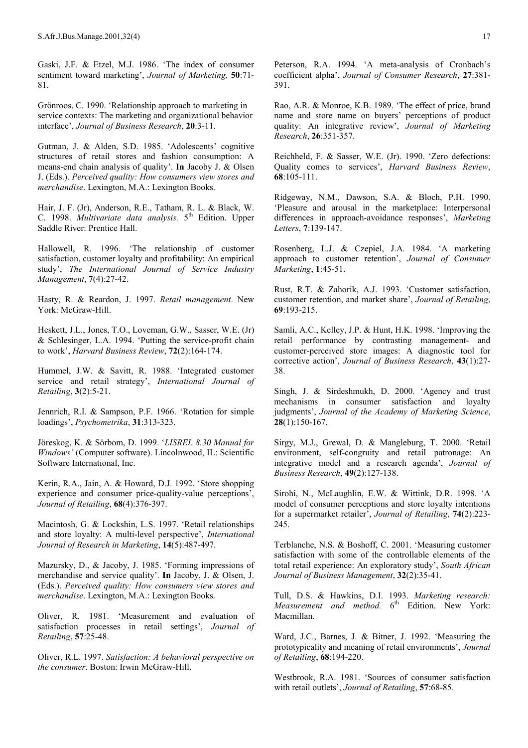Gaski, J.F. & Etzel, M.J. 1986. 'The index of consumer sentiment toward marketing', *Journal of Marketing,* **50**:71-81.

Grönroos, C. 1990. 'Relationship approach to marketing in service contexts: The marketing and organizational behavior interface', *Journal of Business Research*, **20**:3-11.

Gutman, J. & Alden, S.D. 1985. 'Adolescents' cognitive structures of retail stores and fashion consumption: A means-end chain analysis of quality'. **In** Jacoby J. & Olsen J. (Eds.). *Perceived quality: How consumers view stores and merchandise*. Lexington, M.A.: Lexington Books.

Hair, J. F. (Jr), Anderson, R.E., Tatham, R. L. & Black, W. C. 1998. *Multivariate data analysis.* 5th Edition. Upper Saddle River: Prentice Hall.

Hallowell, R. 1996. 'The relationship of customer satisfaction, customer loyalty and profitability: An empirical study', *The International Journal of Service Industry Management*, **7**(4):27-42.

Hasty, R. & Reardon, J. 1997. *Retail management*. New York: McGraw-Hill.

Heskett, J.L., Jones, T.O., Loveman, G.W., Sasser, W.E. (Jr) & Schlesinger, L.A. 1994. 'Putting the service-profit chain to work', *Harvard Business Review*, **72**(2):164-174.

Hummel, J.W. & Savitt, R. 1988. 'Integrated customer service and retail strategy', *International Journal of Retailing*, **3**(2):5-21.

Jennrich, R.I. & Sampson, P.F. 1966. 'Rotation for simple loadings', *Psychometrika*, **31**:313-323.

Jöreskog, K. & Sörbom, D. 1999. '*LISREL 8.30 Manual for Windows'* (Computer software). Lincolnwood, IL: Scientific Software International, Inc.

Kerin, R.A., Jain, A. & Howard, D.J. 1992. 'Store shopping experience and consumer price-quality-value perceptions', *Journal of Retailing*, **68**(4):376-397.

Macintosh, G. & Lockshin, L.S. 1997. 'Retail relationships and store loyalty: A multi-level perspective', *International Journal of Research in Marketing*, **14**(5):487-497.

Mazursky, D., & Jacoby, J. 1985. 'Forming impressions of merchandise and service quality'. **In** Jacoby, J. & Olsen, J. (Eds.). *Perceived quality: How consumers view stores and merchandise*. Lexington, M.A.: Lexington Books.

Oliver, R. 1981. 'Measurement and evaluation of satisfaction processes in retail settings', *Journal of Retailing*, **57**:25-48.

Oliver, R.L. 1997. *Satisfaction: A behavioral perspective on the consumer*. Boston: Irwin McGraw-Hill.

Peterson, R.A. 1994. 'A meta-analysis of Cronbach's coefficient alpha', *Journal of Consumer Research*, **27**:381-391.

Rao, A.R. & Monroe, K.B. 1989. 'The effect of price, brand name and store name on buyers' perceptions of product quality: An integrative review', *Journal of Marketing Research*, **26**:351-357.

Reichheld, F. & Sasser, W.E. (Jr). 1990. 'Zero defections: Quality comes to services', *Harvard Business Review*, **68**:105-111.

Ridgeway, N.M., Dawson, S.A. & Bloch, P.H. 1990. 'Pleasure and arousal in the marketplace: Interpersonal differences in approach-avoidance responses', *Marketing Letters*, **7**:139-147.

Rosenberg, L.J. & Czepiel, J.A. 1984. 'A marketing approach to customer retention', *Journal of Consumer Marketing*, **1**:45-51.

Rust, R.T. & Zahorik, A.J. 1993. 'Customer satisfaction, customer retention, and market share', *Journal of Retailing*, **69**:193-215.

Samli, A.C., Kelley, J.P. & Hunt, H.K. 1998. 'Improving the retail performance by contrasting management- and customer-perceived store images: A diagnostic tool for corrective action', *Journal of Business Research*, **43**(1):27-38.

Singh, J. & Sirdeshmukh, D. 2000. 'Agency and trust mechanisms in consumer satisfaction and loyalty judgments', *Journal of the Academy of Marketing Science*, **28**(1):150-167.

Sirgy, M.J., Grewal, D. & Mangleburg, T. 2000. 'Retail environment, self-congruity and retail patronage: An integrative model and a research agenda', *Journal of Business Research*, **49**(2):127-138.

Sirohi, N., McLaughlin, E.W. & Wittink, D.R. 1998. 'A model of consumer perceptions and store loyalty intentions for a supermarket retailer', *Journal of Retailing*, **74**(2):223-245.

Terblanche, N.S. & Boshoff, C. 2001. 'Measuring customer satisfaction with some of the controllable elements of the total retail experience: An exploratory study', *South African Journal of Business Management*, **32**(2):35-41.

Tull, D.S. & Hawkins, D.I. 1993. *Marketing research: Measurement and method.* 6th Edition. New York: Macmillan.

Ward, J.C., Barnes, J. & Bitner, J. 1992. 'Measuring the prototypicality and meaning of retail environments', *Journal of Retailing*, **68**:194-220.

Westbrook, R.A. 1981. 'Sources of consumer satisfaction with retail outlets', *Journal of Retailing*, **57**:68-85.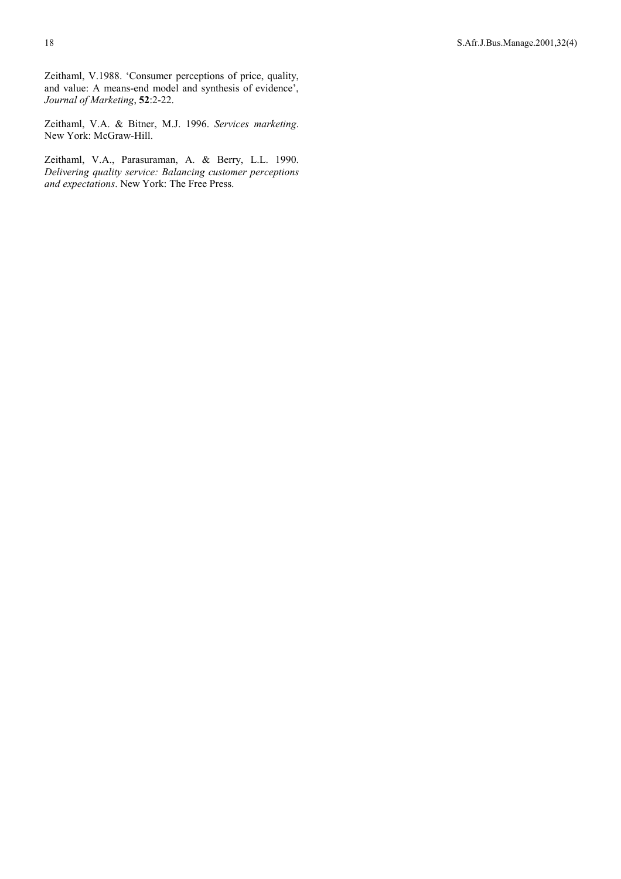Zeithaml, V.1988. 'Consumer perceptions of price, quality, and value: A means-end model and synthesis of evidence', *Journal of Marketing*, **52**:2-22.

Zeithaml, V.A. & Bitner, M.J. 1996. *Services marketing*. New York: McGraw-Hill.

Zeithaml, V.A., Parasuraman, A. & Berry, L.L. 1990. *Delivering quality service: Balancing customer perceptions and expectations*. New York: The Free Press.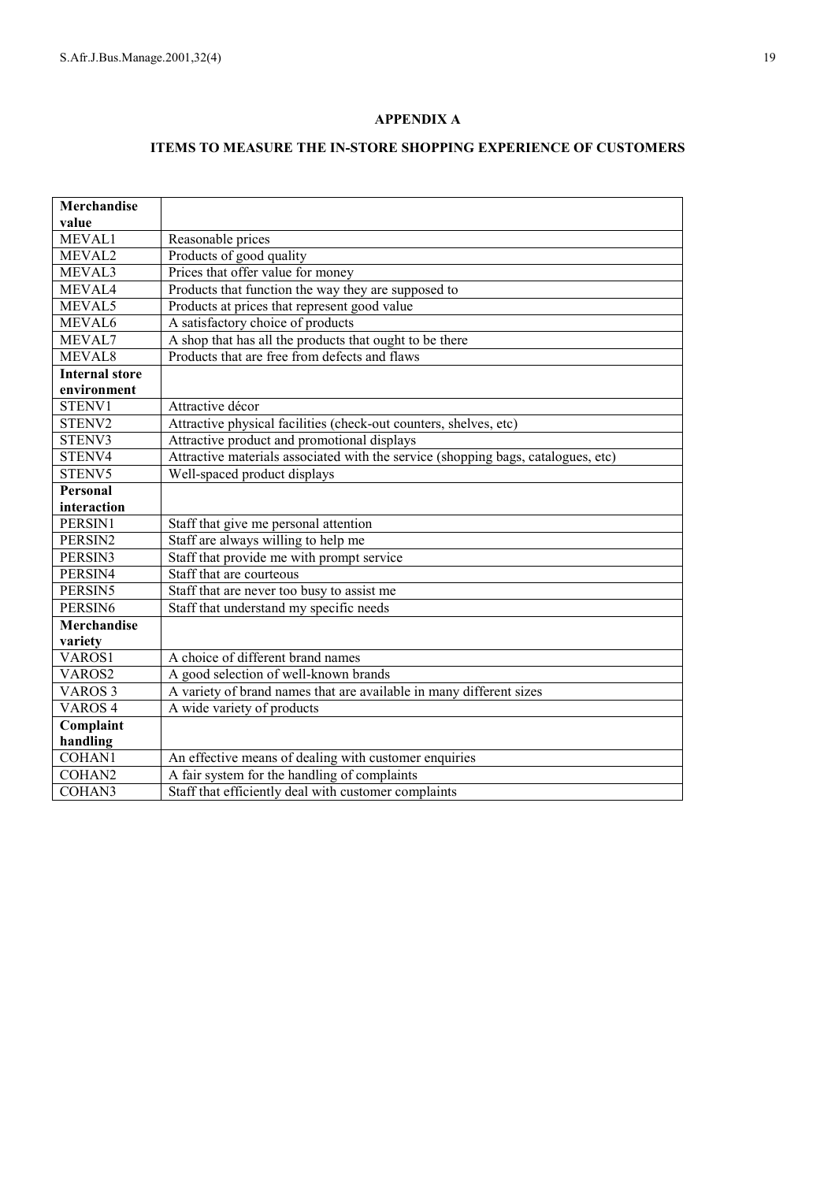## APPENDIX A

## ITEMS TO MEASURE THE IN-STORE SHOPPING EXPERIENCE OF CUSTOMERS

| | |
|---|---|
| **Merchandise value** | |
| MEVAL1 | Reasonable prices |
| MEVAL2 | Products of good quality |
| MEVAL3 | Prices that offer value for money |
| MEVAL4 | Products that function the way they are supposed to |
| MEVAL5 | Products at prices that represent good value |
| MEVAL6 | A satisfactory choice of products |
| MEVAL7 | A shop that has all the products that ought to be there |
| MEVAL8 | Products that are free from defects and flaws |
| **Internal store environment** | |
| STENV1 | Attractive décor |
| STENV2 | Attractive physical facilities (check-out counters, shelves, etc) |
| STENV3 | Attractive product and promotional displays |
| STENV4 | Attractive materials associated with the service (shopping bags, catalogues, etc) |
| STENV5 | Well-spaced product displays |
| **Personal interaction** | |
| PERSIN1 | Staff that give me personal attention |
| PERSIN2 | Staff are always willing to help me |
| PERSIN3 | Staff that provide me with prompt service |
| PERSIN4 | Staff that are courteous |
| PERSIN5 | Staff that are never too busy to assist me |
| PERSIN6 | Staff that understand my specific needs |
| **Merchandise variety** | |
| VAROS1 | A choice of different brand names |
| VAROS2 | A good selection of well-known brands |
| VAROS 3 | A variety of brand names that are available in many different sizes |
| VAROS 4 | A wide variety of products |
| **Complaint handling** | |
| COHAN1 | An effective means of dealing with customer enquiries |
| COHAN2 | A fair system for the handling of complaints |
| COHAN3 | Staff that efficiently deal with customer complaints |